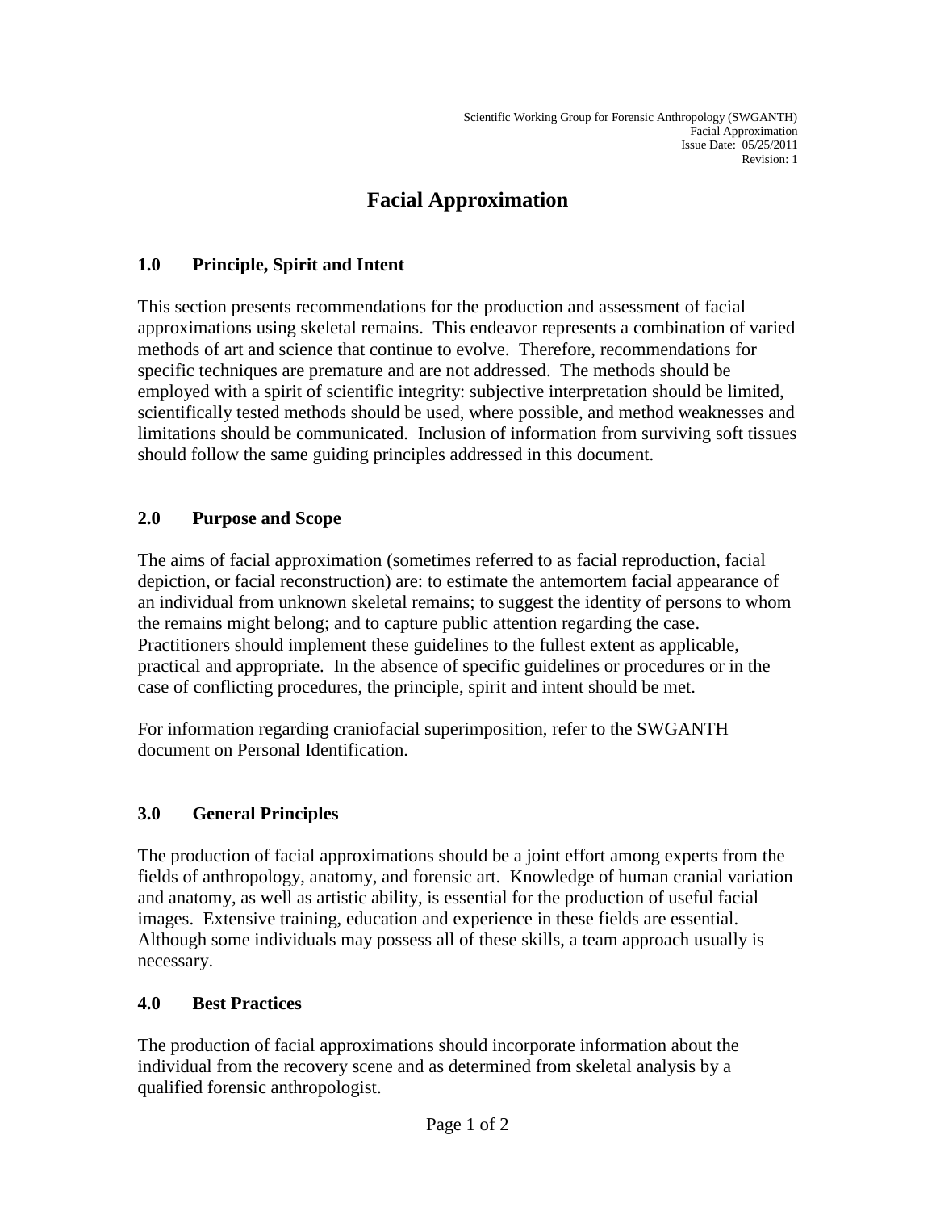# Facial Approximation

## 1.0 Principle, Spirit and Intent

This section presents recommendations for the production and assessment of facial approximations using skeletal remains. This endeavor represents a combination of varied methods of art and science that continue to evolve. Therefore, recommendations for specific techniques are premature and are not addressed. The methods should be employed with a spirit of scientific integrity: subjective interpretation should be limited, scientifically tested methods should be used, where possible, and method weaknesses and limitations should be communicated. Inclusion of information from surviving soft tissues should follow the same guiding principles addressed in this document.

## 2.0 Purpose and Scope

The aims of facial approximation (sometimes referred to as facial reproduction, facial depiction, or facial reconstruction) are: to estimate the antemortem facial appearance of an individual from unknown skeletal remains; to suggest the identity of persons to whom the remains might belong; and to capture public attention regarding the case. Practitioners should implement these guidelines to the fullest extent as applicable, practical and appropriate. In the absence of specific guidelines or procedures or in the case of conflicting procedures, the principle, spirit and intent should be met.

For information regarding craniofacial superimposition, refer to the SWGANTH document on Personal Identification.

## 3.0 General Principles

The production of facial approximations should be a joint effort among experts from the fields of anthropology, anatomy, and forensic art. Knowledge of human cranial variation and anatomy, as well as artistic ability, is essential for the production of useful facial images. Extensive training, education and experience in these fields are essential. Although some individuals may possess all of these skills, a team approach usually is necessary.

## 4.0 Best Practices

The production of facial approximations should incorporate information about the individual from the recovery scene and as determined from skeletal analysis by a qualified forensic anthropologist.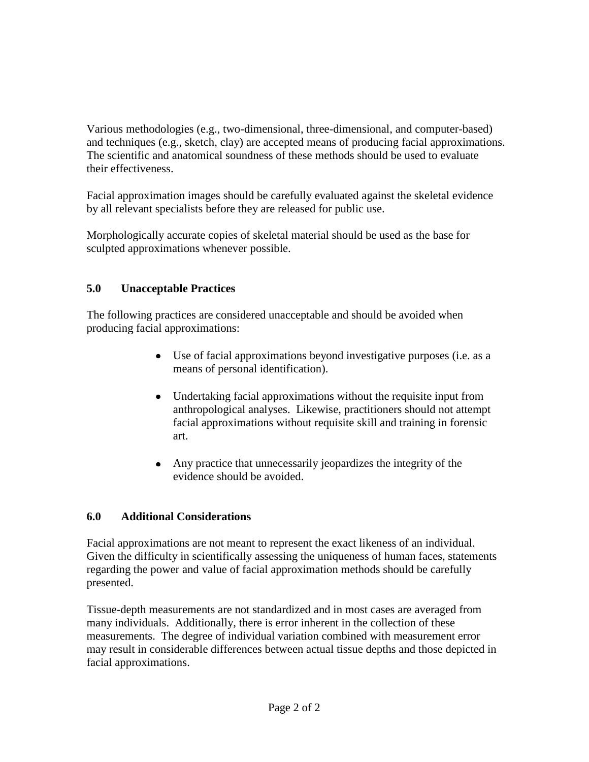Various methodologies (e.g., two-dimensional, three-dimensional, and computer-based) and techniques (e.g., sketch, clay) are accepted means of producing facial approximations. The scientific and anatomical soundness of these methods should be used to evaluate their effectiveness.

Facial approximation images should be carefully evaluated against the skeletal evidence by all relevant specialists before they are released for public use.

Morphologically accurate copies of skeletal material should be used as the base for sculpted approximations whenever possible.

## 5.0 Unacceptable Practices

The following practices are considered unacceptable and should be avoided when producing facial approximations:

- Use of facial approximations beyond investigative purposes (i.e. as a means of personal identification).
- Undertaking facial approximations without the requisite input from anthropological analyses. Likewise, practitioners should not attempt facial approximations without requisite skill and training in forensic art.
- Any practice that unnecessarily jeopardizes the integrity of the evidence should be avoided.

## 6.0 Additional Considerations

Facial approximations are not meant to represent the exact likeness of an individual. Given the difficulty in scientifically assessing the uniqueness of human faces, statements regarding the power and value of facial approximation methods should be carefully presented.

Tissue-depth measurements are not standardized and in most cases are averaged from many individuals. Additionally, there is error inherent in the collection of these measurements. The degree of individual variation combined with measurement error may result in considerable differences between actual tissue depths and those depicted in facial approximations.